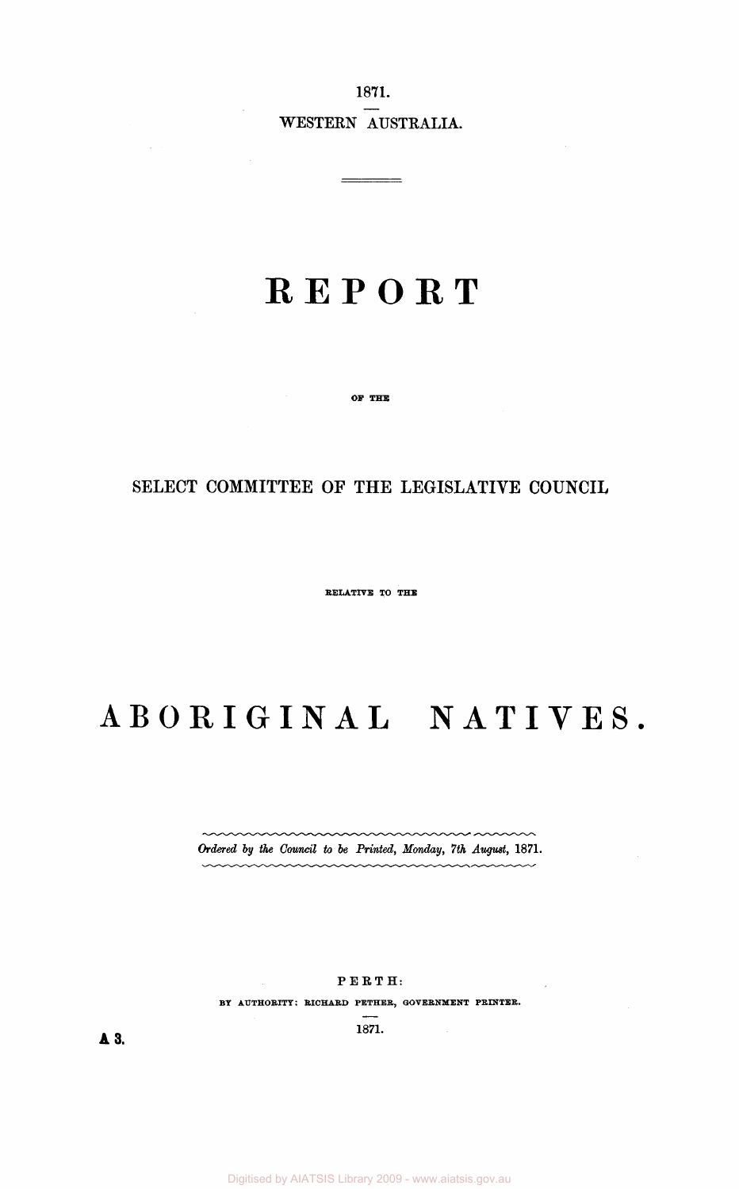1871.

WESTERN AUSTRALIA.

# REPORT

OF THE

## SELECT COMMITTEE OF THE LEGISLATIVE COUNCIL

RELATIVE TO THE

# ABORIGINAL NATIVES.

*Ordered by the Council to be Printed, Monday, 7th August, 1871.*

PERTH:

BY AUTHORITY: RICHARD PETHER, GOVERNMENT PRINTER.

1871.

A 3.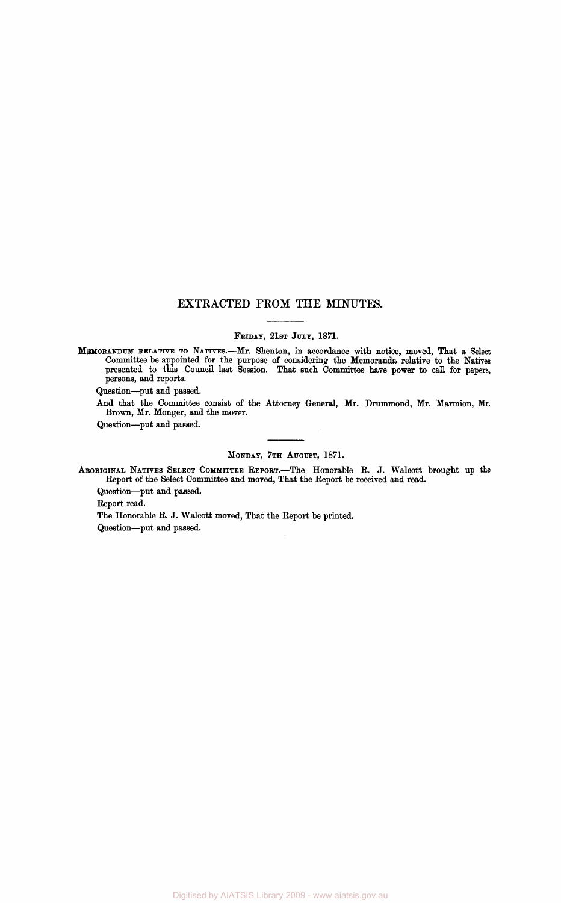# EXTRACTED FROM THE MINUTES.

---

FRIDAY, 21ST JULY, 1871.

MEMORANDUM RELATIVE TO NATIVES.—Mr. Shenton, in accordance with notice, moved, That a Select Committee be appointed for the purpose of considering the Memoranda relative to the Natives presented to this Council last Session. That such Committee have power to call for papers, persons, and reports.

Question—put and passed.

And that the Committee consist of the Attorney General, Mr. Drummond, Mr. Marmion, Mr. Brown, Mr. Monger, and the mover.

Question—put and passed.

---

MONDAY, 7TH AUGUST, 1871.

ABORIGINAL NATIVES SELECT COMMITTEE REPORT.—The Honorable R. J. Walcott brought up the Report of the Select Committee and moved, That the Report be received and read.

Question—put and passed.

Report read.

The Honorable R. J. Walcott moved, That the Report be printed.

Question—put and passed.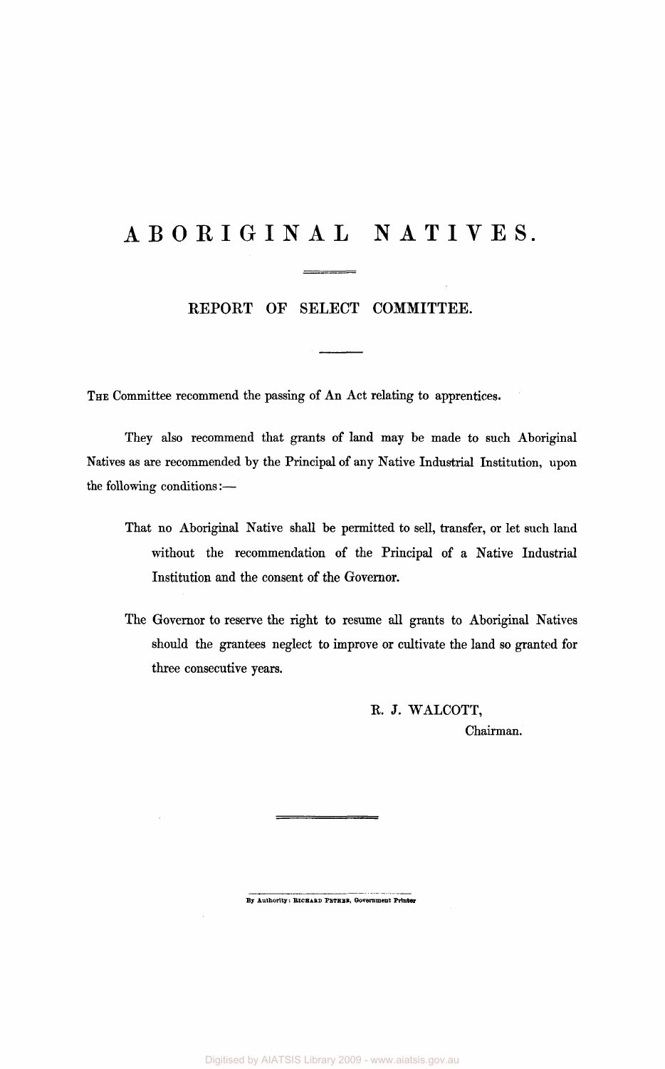# ABORIGINAL NATIVES.

## REPORT OF SELECT COMMITTEE.

The Committee recommend the passing of An Act relating to apprentices.

They also recommend that grants of land may be made to such Aboriginal Natives as are recommended by the Principal of any Native Industrial Institution, upon the following conditions:—

That no Aboriginal Native shall be permitted to sell, transfer, or let such land without the recommendation of the Principal of a Native Industrial Institution and the consent of the Governor.

The Governor to reserve the right to resume all grants to Aboriginal Natives should the grantees neglect to improve or cultivate the land so granted for three consecutive years.

R. J. WALCOTT,
Chairman.

By Authority: RICHARD PETHER, Government Printer